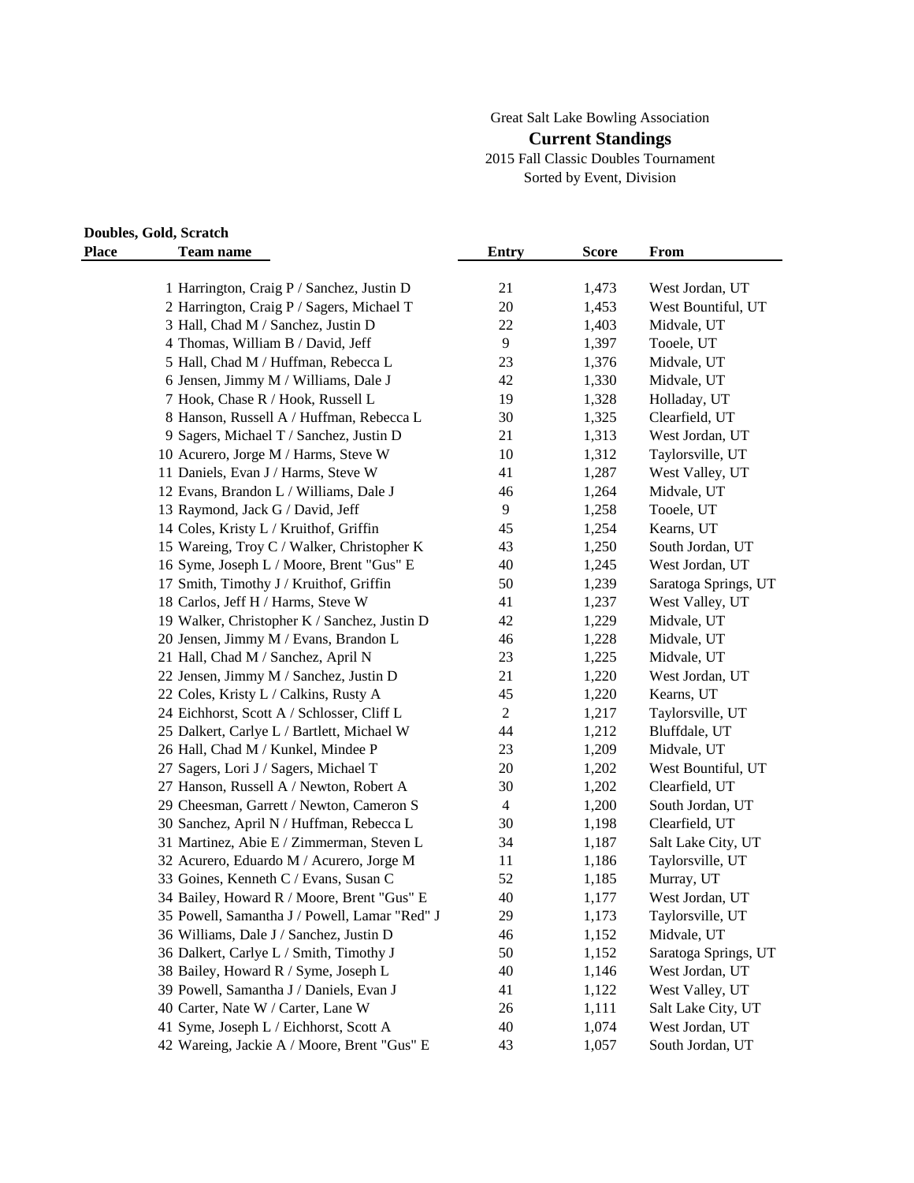Great Salt Lake Bowling Association

## Current Standings

2015 Fall Classic Doubles Tournament

Sorted by Event, Division

**Doubles, Gold, Scratch**

| Place | Team name | Entry | Score | From |
|---|---|---|---|---|
| 1 | Harrington, Craig P / Sanchez, Justin D | 21 | 1,473 | West Jordan, UT |
| 2 | Harrington, Craig P / Sagers, Michael T | 20 | 1,453 | West Bountiful, UT |
| 3 | Hall, Chad M / Sanchez, Justin D | 22 | 1,403 | Midvale, UT |
| 4 | Thomas, William B / David, Jeff | 9 | 1,397 | Tooele, UT |
| 5 | Hall, Chad M / Huffman, Rebecca L | 23 | 1,376 | Midvale, UT |
| 6 | Jensen, Jimmy M / Williams, Dale J | 42 | 1,330 | Midvale, UT |
| 7 | Hook, Chase R / Hook, Russell L | 19 | 1,328 | Holladay, UT |
| 8 | Hanson, Russell A / Huffman, Rebecca L | 30 | 1,325 | Clearfield, UT |
| 9 | Sagers, Michael T / Sanchez, Justin D | 21 | 1,313 | West Jordan, UT |
| 10 | Acurero, Jorge M / Harms, Steve W | 10 | 1,312 | Taylorsville, UT |
| 11 | Daniels, Evan J / Harms, Steve W | 41 | 1,287 | West Valley, UT |
| 12 | Evans, Brandon L / Williams, Dale J | 46 | 1,264 | Midvale, UT |
| 13 | Raymond, Jack G / David, Jeff | 9 | 1,258 | Tooele, UT |
| 14 | Coles, Kristy L / Kruithof, Griffin | 45 | 1,254 | Kearns, UT |
| 15 | Wareing, Troy C / Walker, Christopher K | 43 | 1,250 | South Jordan, UT |
| 16 | Syme, Joseph L / Moore, Brent "Gus" E | 40 | 1,245 | West Jordan, UT |
| 17 | Smith, Timothy J / Kruithof, Griffin | 50 | 1,239 | Saratoga Springs, UT |
| 18 | Carlos, Jeff H / Harms, Steve W | 41 | 1,237 | West Valley, UT |
| 19 | Walker, Christopher K / Sanchez, Justin D | 42 | 1,229 | Midvale, UT |
| 20 | Jensen, Jimmy M / Evans, Brandon L | 46 | 1,228 | Midvale, UT |
| 21 | Hall, Chad M / Sanchez, April N | 23 | 1,225 | Midvale, UT |
| 22 | Jensen, Jimmy M / Sanchez, Justin D | 21 | 1,220 | West Jordan, UT |
| 22 | Coles, Kristy L / Calkins, Rusty A | 45 | 1,220 | Kearns, UT |
| 24 | Eichhorst, Scott A / Schlosser, Cliff L | 2 | 1,217 | Taylorsville, UT |
| 25 | Dalkert, Carlye L / Bartlett, Michael W | 44 | 1,212 | Bluffdale, UT |
| 26 | Hall, Chad M / Kunkel, Mindee P | 23 | 1,209 | Midvale, UT |
| 27 | Sagers, Lori J / Sagers, Michael T | 20 | 1,202 | West Bountiful, UT |
| 27 | Hanson, Russell A / Newton, Robert A | 30 | 1,202 | Clearfield, UT |
| 29 | Cheesman, Garrett / Newton, Cameron S | 4 | 1,200 | South Jordan, UT |
| 30 | Sanchez, April N / Huffman, Rebecca L | 30 | 1,198 | Clearfield, UT |
| 31 | Martinez, Abie E / Zimmerman, Steven L | 34 | 1,187 | Salt Lake City, UT |
| 32 | Acurero, Eduardo M / Acurero, Jorge M | 11 | 1,186 | Taylorsville, UT |
| 33 | Goines, Kenneth C / Evans, Susan C | 52 | 1,185 | Murray, UT |
| 34 | Bailey, Howard R / Moore, Brent "Gus" E | 40 | 1,177 | West Jordan, UT |
| 35 | Powell, Samantha J / Powell, Lamar "Red" J | 29 | 1,173 | Taylorsville, UT |
| 36 | Williams, Dale J / Sanchez, Justin D | 46 | 1,152 | Midvale, UT |
| 36 | Dalkert, Carlye L / Smith, Timothy J | 50 | 1,152 | Saratoga Springs, UT |
| 38 | Bailey, Howard R / Syme, Joseph L | 40 | 1,146 | West Jordan, UT |
| 39 | Powell, Samantha J / Daniels, Evan J | 41 | 1,122 | West Valley, UT |
| 40 | Carter, Nate W / Carter, Lane W | 26 | 1,111 | Salt Lake City, UT |
| 41 | Syme, Joseph L / Eichhorst, Scott A | 40 | 1,074 | West Jordan, UT |
| 42 | Wareing, Jackie A / Moore, Brent "Gus" E | 43 | 1,057 | South Jordan, UT |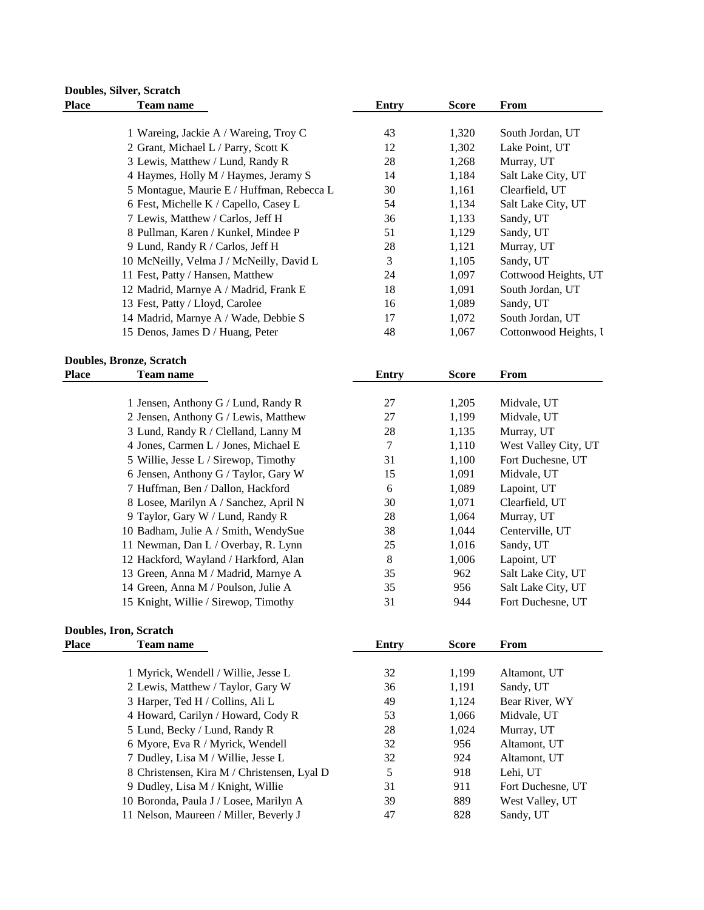**Doubles, Silver, Scratch**

| Place | Team name | Entry | Score | From |
|---|---|---|---|---|
| 1 | Wareing, Jackie A / Wareing, Troy C | 43 | 1,320 | South Jordan, UT |
| 2 | Grant, Michael L / Parry, Scott K | 12 | 1,302 | Lake Point, UT |
| 3 | Lewis, Matthew / Lund, Randy R | 28 | 1,268 | Murray, UT |
| 4 | Haymes, Holly M / Haymes, Jeramy S | 14 | 1,184 | Salt Lake City, UT |
| 5 | Montague, Maurie E / Huffman, Rebecca L | 30 | 1,161 | Clearfield, UT |
| 6 | Fest, Michelle K / Capello, Casey L | 54 | 1,134 | Salt Lake City, UT |
| 7 | Lewis, Matthew / Carlos, Jeff H | 36 | 1,133 | Sandy, UT |
| 8 | Pullman, Karen / Kunkel, Mindee P | 51 | 1,129 | Sandy, UT |
| 9 | Lund, Randy R / Carlos, Jeff H | 28 | 1,121 | Murray, UT |
| 10 | McNeilly, Velma J / McNeilly, David L | 3 | 1,105 | Sandy, UT |
| 11 | Fest, Patty / Hansen, Matthew | 24 | 1,097 | Cottwood Heights, UT |
| 12 | Madrid, Marnye A / Madrid, Frank E | 18 | 1,091 | South Jordan, UT |
| 13 | Fest, Patty / Lloyd, Carolee | 16 | 1,089 | Sandy, UT |
| 14 | Madrid, Marnye A / Wade, Debbie S | 17 | 1,072 | South Jordan, UT |
| 15 | Denos, James D / Huang, Peter | 48 | 1,067 | Cottonwood Heights, U |

**Doubles, Bronze, Scratch**

| Place | Team name | Entry | Score | From |
|---|---|---|---|---|
| 1 | Jensen, Anthony G / Lund, Randy R | 27 | 1,205 | Midvale, UT |
| 2 | Jensen, Anthony G / Lewis, Matthew | 27 | 1,199 | Midvale, UT |
| 3 | Lund, Randy R / Clelland, Lanny M | 28 | 1,135 | Murray, UT |
| 4 | Jones, Carmen L / Jones, Michael E | 7 | 1,110 | West Valley City, UT |
| 5 | Willie, Jesse L / Sirewop, Timothy | 31 | 1,100 | Fort Duchesne, UT |
| 6 | Jensen, Anthony G / Taylor, Gary W | 15 | 1,091 | Midvale, UT |
| 7 | Huffman, Ben / Dallon, Hackford | 6 | 1,089 | Lapoint, UT |
| 8 | Losee, Marilyn A / Sanchez, April N | 30 | 1,071 | Clearfield, UT |
| 9 | Taylor, Gary W / Lund, Randy R | 28 | 1,064 | Murray, UT |
| 10 | Badham, Julie A / Smith, WendySue | 38 | 1,044 | Centerville, UT |
| 11 | Newman, Dan L / Overbay, R. Lynn | 25 | 1,016 | Sandy, UT |
| 12 | Hackford, Wayland / Harkford, Alan | 8 | 1,006 | Lapoint, UT |
| 13 | Green, Anna M / Madrid, Marnye A | 35 | 962 | Salt Lake City, UT |
| 14 | Green, Anna M / Poulson, Julie A | 35 | 956 | Salt Lake City, UT |
| 15 | Knight, Willie / Sirewop, Timothy | 31 | 944 | Fort Duchesne, UT |

**Doubles, Iron, Scratch**

| Place | Team name | Entry | Score | From |
|---|---|---|---|---|
| 1 | Myrick, Wendell / Willie, Jesse L | 32 | 1,199 | Altamont, UT |
| 2 | Lewis, Matthew / Taylor, Gary W | 36 | 1,191 | Sandy, UT |
| 3 | Harper, Ted H / Collins, Ali L | 49 | 1,124 | Bear River, WY |
| 4 | Howard, Carilyn / Howard, Cody R | 53 | 1,066 | Midvale, UT |
| 5 | Lund, Becky / Lund, Randy R | 28 | 1,024 | Murray, UT |
| 6 | Myore, Eva R / Myrick, Wendell | 32 | 956 | Altamont, UT |
| 7 | Dudley, Lisa M / Willie, Jesse L | 32 | 924 | Altamont, UT |
| 8 | Christensen, Kira M / Christensen, Lyal D | 5 | 918 | Lehi, UT |
| 9 | Dudley, Lisa M / Knight, Willie | 31 | 911 | Fort Duchesne, UT |
| 10 | Boronda, Paula J / Losee, Marilyn A | 39 | 889 | West Valley, UT |
| 11 | Nelson, Maureen / Miller, Beverly J | 47 | 828 | Sandy, UT |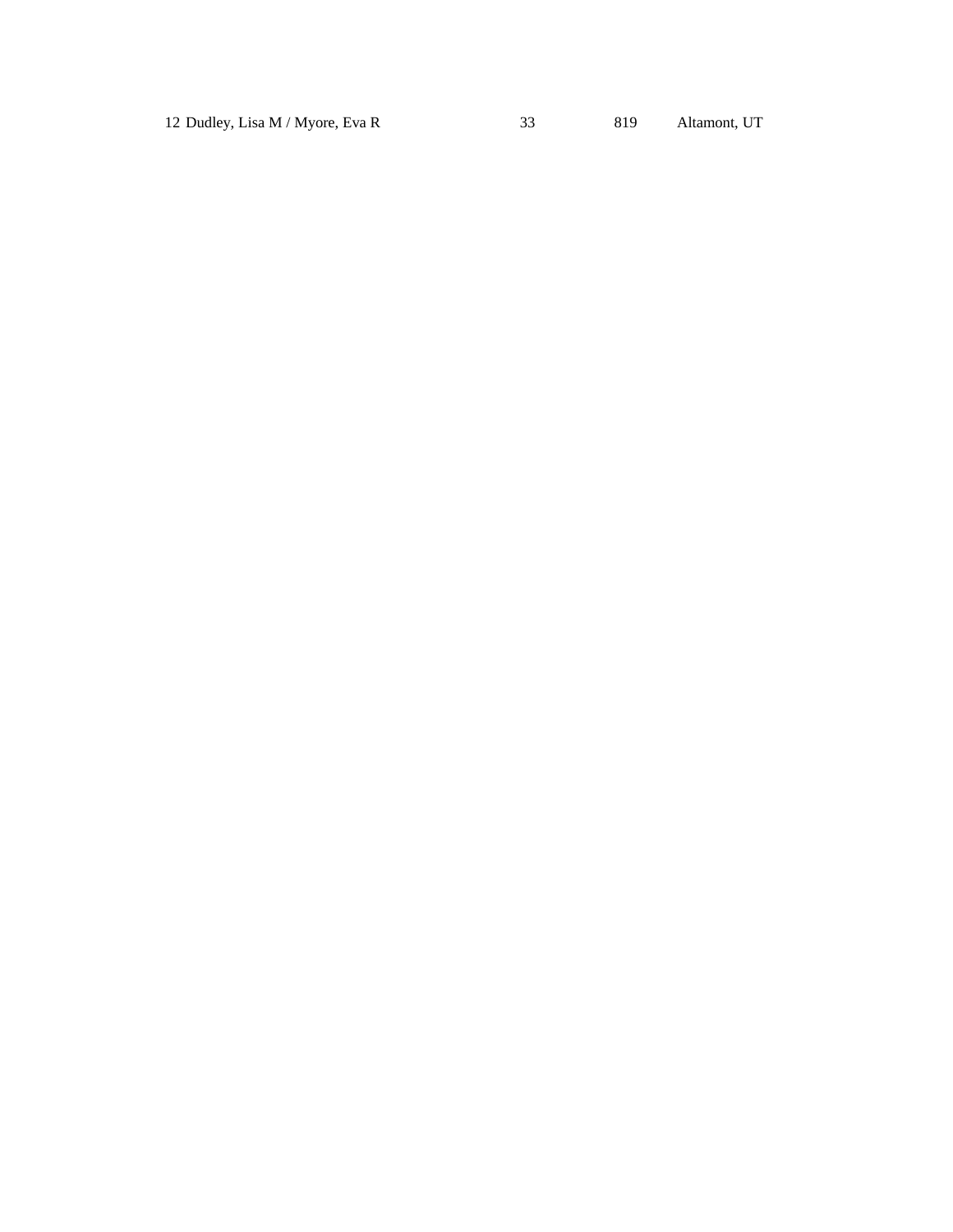| 12 | Dudley, Lisa M / Myore, Eva R | 33 | 819 | Altamont, UT |
|---|---|---|---|---|